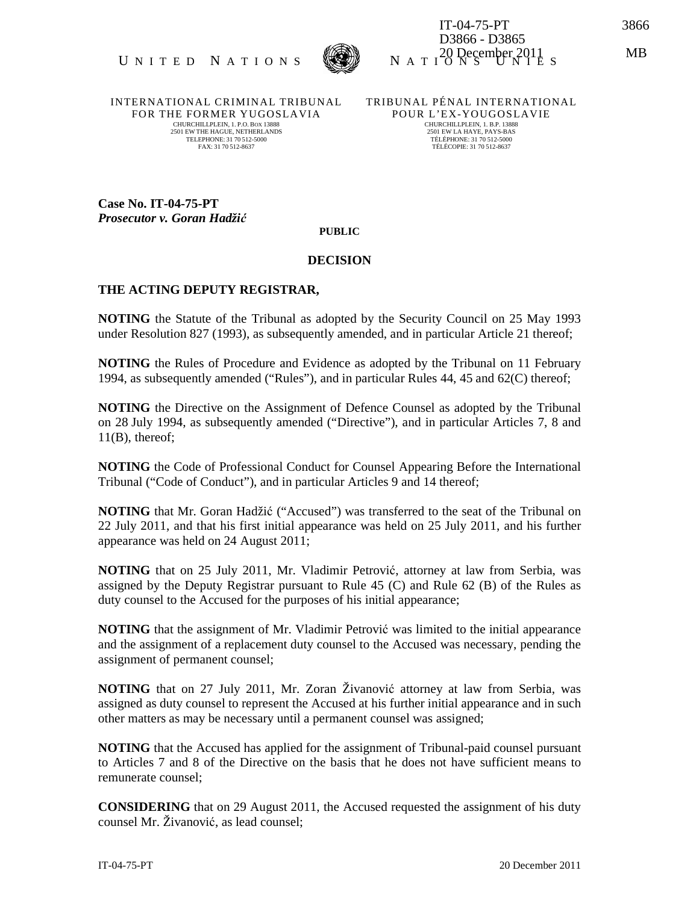IT-04-75-PT 3866
D3866 - D3865
20 December 2011 MB

UNITED NATIONS NATIONS UNIES

INTERNATIONAL CRIMINAL TRIBUNAL FOR THE FORMER YUGOSLAVIA
CHURCHILLPLEIN, 1. P.O. BOX 13888
2501 EW THE HAGUE, NETHERLANDS
TELEPHONE: 31 70 512-5000
FAX: 31 70 512-8637

TRIBUNAL PÉNAL INTERNATIONAL POUR L'EX-YOUGOSLAVIE
CHURCHILLPLEIN, 1. B.P. 13888
2501 EW LA HAYE, PAYS-BAS
TÉLÉPHONE: 31 70 512-5000
TÉLÉCOPIE: 31 70 512-8637

**Case No. IT-04-75-PT**
***Prosecutor v. Goran Hadžić***

**PUBLIC**

**DECISION**

**THE ACTING DEPUTY REGISTRAR,**

**NOTING** the Statute of the Tribunal as adopted by the Security Council on 25 May 1993 under Resolution 827 (1993), as subsequently amended, and in particular Article 21 thereof;

**NOTING** the Rules of Procedure and Evidence as adopted by the Tribunal on 11 February 1994, as subsequently amended ("Rules"), and in particular Rules 44, 45 and 62(C) thereof;

**NOTING** the Directive on the Assignment of Defence Counsel as adopted by the Tribunal on 28 July 1994, as subsequently amended ("Directive"), and in particular Articles 7, 8 and 11(B), thereof;

**NOTING** the Code of Professional Conduct for Counsel Appearing Before the International Tribunal ("Code of Conduct"), and in particular Articles 9 and 14 thereof;

**NOTING** that Mr. Goran Hadžić ("Accused") was transferred to the seat of the Tribunal on 22 July 2011, and that his first initial appearance was held on 25 July 2011, and his further appearance was held on 24 August 2011;

**NOTING** that on 25 July 2011, Mr. Vladimir Petrović, attorney at law from Serbia, was assigned by the Deputy Registrar pursuant to Rule 45 (C) and Rule 62 (B) of the Rules as duty counsel to the Accused for the purposes of his initial appearance;

**NOTING** that the assignment of Mr. Vladimir Petrović was limited to the initial appearance and the assignment of a replacement duty counsel to the Accused was necessary, pending the assignment of permanent counsel;

**NOTING** that on 27 July 2011, Mr. Zoran Živanović attorney at law from Serbia, was assigned as duty counsel to represent the Accused at his further initial appearance and in such other matters as may be necessary until a permanent counsel was assigned;

**NOTING** that the Accused has applied for the assignment of Tribunal-paid counsel pursuant to Articles 7 and 8 of the Directive on the basis that he does not have sufficient means to remunerate counsel;

**CONSIDERING** that on 29 August 2011, the Accused requested the assignment of his duty counsel Mr. Živanović, as lead counsel;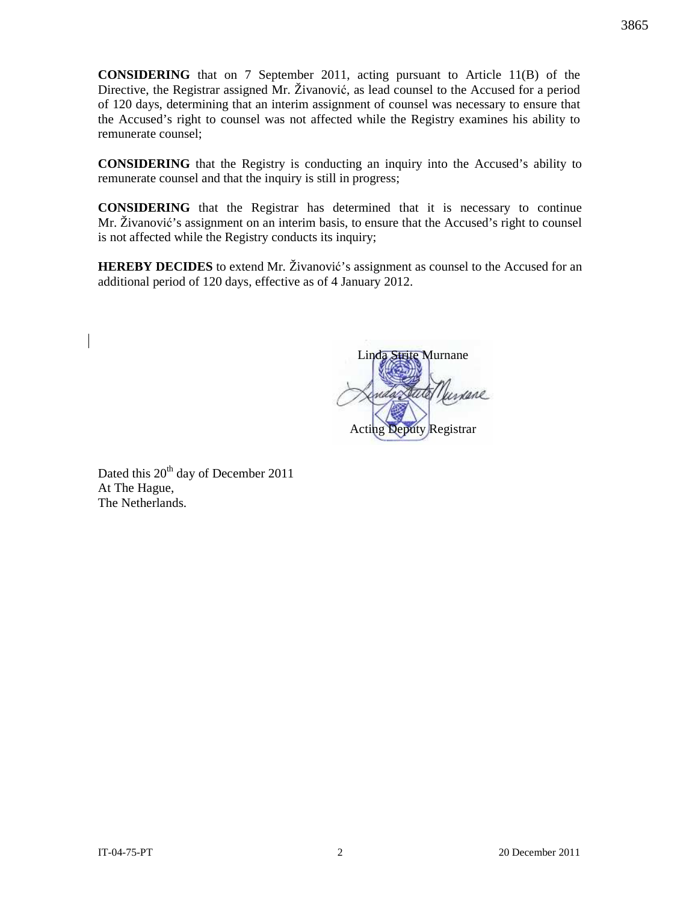**CONSIDERING** that on 7 September 2011, acting pursuant to Article 11(B) of the Directive, the Registrar assigned Mr. Živanović, as lead counsel to the Accused for a period of 120 days, determining that an interim assignment of counsel was necessary to ensure that the Accused's right to counsel was not affected while the Registry examines his ability to remunerate counsel;

**CONSIDERING** that the Registry is conducting an inquiry into the Accused's ability to remunerate counsel and that the inquiry is still in progress;

**CONSIDERING** that the Registrar has determined that it is necessary to continue Mr. Živanović's assignment on an interim basis, to ensure that the Accused's right to counsel is not affected while the Registry conducts its inquiry;

**HEREBY DECIDES** to extend Mr. Živanović's assignment as counsel to the Accused for an additional period of 120 days, effective as of 4 January 2012.

Linda Strite Murnane

Acting Deputy Registrar

Dated this 20th day of December 2011
At The Hague,
The Netherlands.